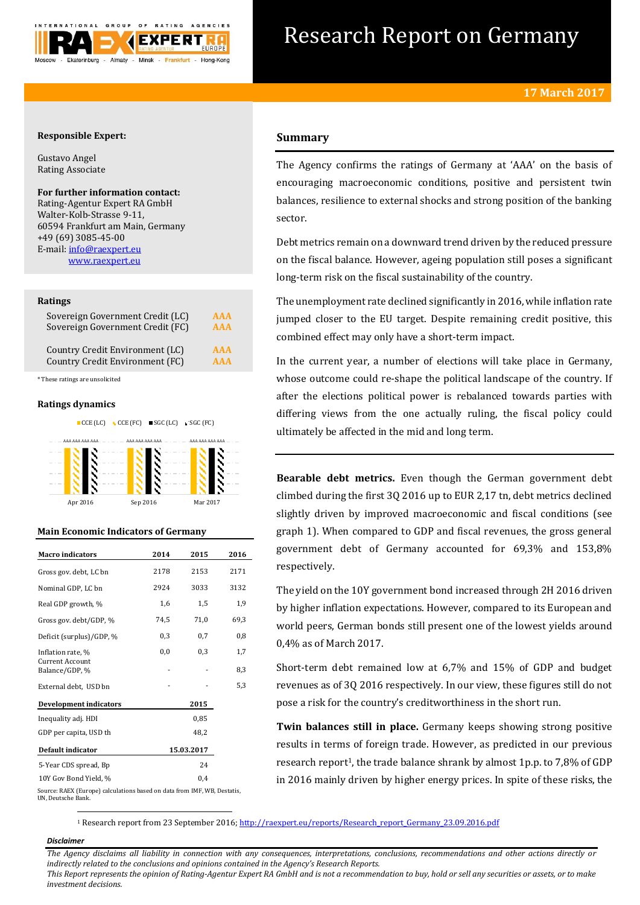# Research Report on Germany

**17 March 2017**

**Responsible Expert:**

Gustavo Angel
Rating Associate

**For further information contact:**
Rating-Agentur Expert RA GmbH
Walter-Kolb-Strasse 9-11,
60594 Frankfurt am Main, Germany
+49 (69) 3085-45-00
E-mail: info@raexpert.eu
www.raexpert.eu

### Ratings

| | |
|---|---|
| Sovereign Government Credit (LC) | AAA |
| Sovereign Government Credit (FC) | AAA |
| Country Credit Environment (LC) | AAA |
| Country Credit Environment (FC) | AAA |

*These ratings are unsolicited

### Ratings dynamics

CCE (LC) CCE (FC) SGC (LC) SGC (FC)

Apr 2016: AAA AAA AAA AAA; Sep 2016: AAA AAA AAA AAA; Mar 2017: AAA AAA AAA AAA

### Main Economic Indicators of Germany

| Macro indicators | 2014 | 2015 | 2016 |
|---|---|---|---|
| Gross gov. debt, LC bn | 2178 | 2153 | 2171 |
| Nominal GDP, LC bn | 2924 | 3033 | 3132 |
| Real GDP growth, % | 1,6 | 1,5 | 1,9 |
| Gross gov. debt/GDP, % | 74,5 | 71,0 | 69,3 |
| Deficit (surplus)/GDP, % | 0,3 | 0,7 | 0,8 |
| Inflation rate, % | 0,0 | 0,3 | 1,7 |
| Current Account Balance/GDP, % | - | - | 8,3 |
| External debt, USD bn | - | - | 5,3 |

| Development indicators | 2015 |
|---|---|
| Inequality adj. HDI | 0,85 |
| GDP per capita, USD th | 48,2 |

| Default indicator | 15.03.2017 |
|---|---|
| 5-Year CDS spread, Bp | 24 |
| 10Y Gov Bond Yield, % | 0,4 |

Source: RAEX (Europe) calculations based on data from IMF, WB, Destatis, UN, Deutsche Bank.

## Summary

The Agency confirms the ratings of Germany at 'AAA' on the basis of encouraging macroeconomic conditions, positive and persistent twin balances, resilience to external shocks and strong position of the banking sector.

Debt metrics remain on a downward trend driven by the reduced pressure on the fiscal balance. However, ageing population still poses a significant long-term risk on the fiscal sustainability of the country.

The unemployment rate declined significantly in 2016, while inflation rate jumped closer to the EU target. Despite remaining credit positive, this combined effect may only have a short-term impact.

In the current year, a number of elections will take place in Germany, whose outcome could re-shape the political landscape of the country. If after the elections political power is rebalanced towards parties with differing views from the one actually ruling, the fiscal policy could ultimately be affected in the mid and long term.

**Bearable debt metrics.** Even though the German government debt climbed during the first 3Q 2016 up to EUR 2,17 tn, debt metrics declined slightly driven by improved macroeconomic and fiscal conditions (see graph 1). When compared to GDP and fiscal revenues, the gross general government debt of Germany accounted for 69,3% and 153,8% respectively.

The yield on the 10Y government bond increased through 2H 2016 driven by higher inflation expectations. However, compared to its European and world peers, German bonds still present one of the lowest yields around 0,4% as of March 2017.

Short-term debt remained low at 6,7% and 15% of GDP and budget revenues as of 3Q 2016 respectively. In our view, these figures still do not pose a risk for the country's creditworthiness in the short run.

**Twin balances still in place.** Germany keeps showing strong positive results in terms of foreign trade. However, as predicted in our previous research report[1], the trade balance shrank by almost 1p.p. to 7,8% of GDP in 2016 mainly driven by higher energy prices. In spite of these risks, the

[1] Research report from 23 September 2016; http://raexpert.eu/reports/Research_report_Germany_23.09.2016.pdf

***Disclaimer***

*The Agency disclaims all liability in connection with any consequences, interpretations, conclusions, recommendations and other actions directly or indirectly related to the conclusions and opinions contained in the Agency's Research Reports.*
*This Report represents the opinion of Rating-Agentur Expert RA GmbH and is not a recommendation to buy, hold or sell any securities or assets, or to make investment decisions.*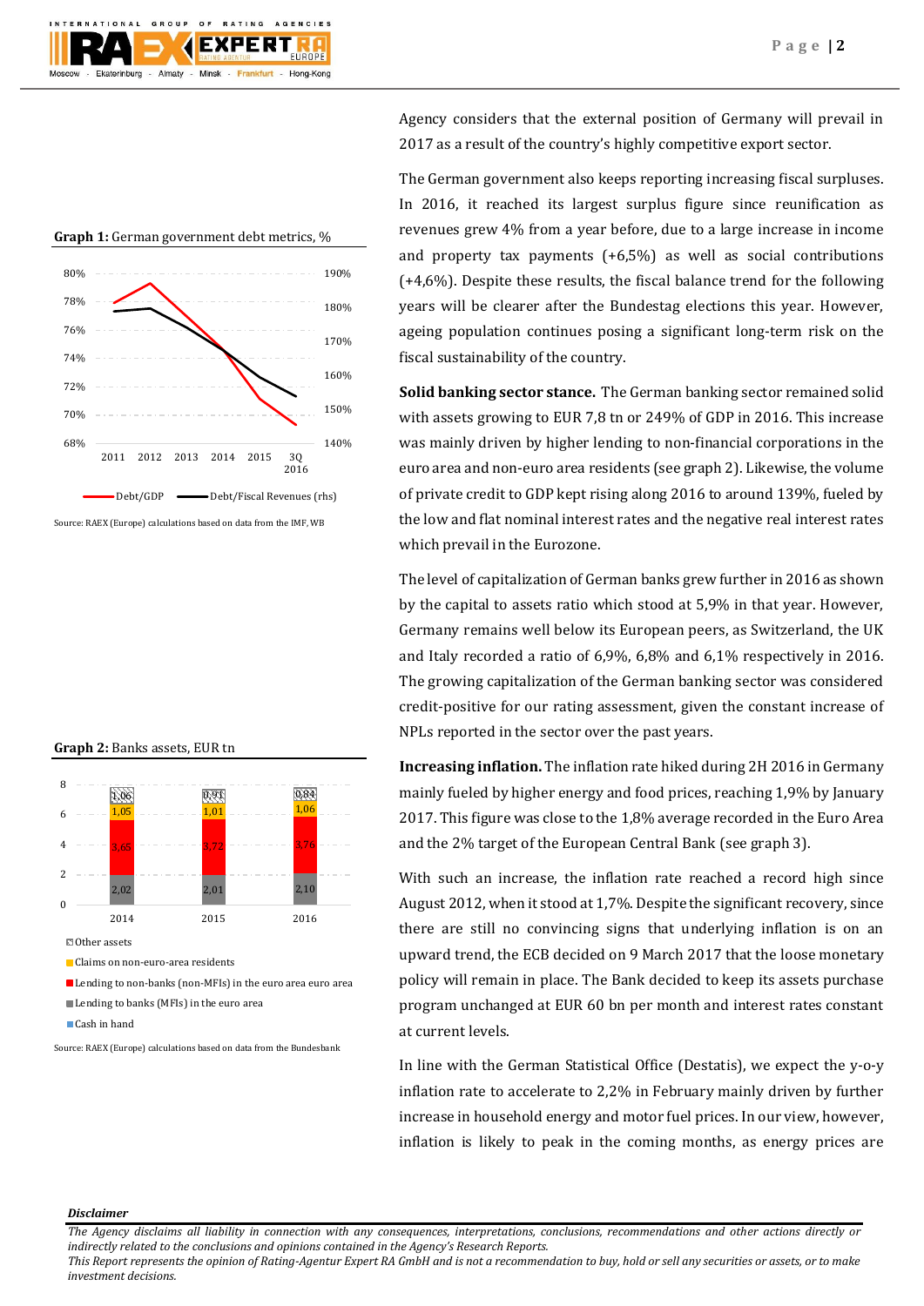**Graph 1:** German government debt metrics, %

Source: RAEX (Europe) calculations based on data from the IMF, WB

**Graph 2:** Banks assets, EUR tn

Source: RAEX (Europe) calculations based on data from the Bundesbank

Agency considers that the external position of Germany will prevail in 2017 as a result of the country's highly competitive export sector.

The German government also keeps reporting increasing fiscal surpluses. In 2016, it reached its largest surplus figure since reunification as revenues grew 4% from a year before, due to a large increase in income and property tax payments (+6,5%) as well as social contributions (+4,6%). Despite these results, the fiscal balance trend for the following years will be clearer after the Bundestag elections this year. However, ageing population continues posing a significant long-term risk on the fiscal sustainability of the country.

**Solid banking sector stance.** The German banking sector remained solid with assets growing to EUR 7,8 tn or 249% of GDP in 2016. This increase was mainly driven by higher lending to non-financial corporations in the euro area and non-euro area residents (see graph 2). Likewise, the volume of private credit to GDP kept rising along 2016 to around 139%, fueled by the low and flat nominal interest rates and the negative real interest rates which prevail in the Eurozone.

The level of capitalization of German banks grew further in 2016 as shown by the capital to assets ratio which stood at 5,9% in that year. However, Germany remains well below its European peers, as Switzerland, the UK and Italy recorded a ratio of 6,9%, 6,8% and 6,1% respectively in 2016. The growing capitalization of the German banking sector was considered credit-positive for our rating assessment, given the constant increase of NPLs reported in the sector over the past years.

**Increasing inflation.** The inflation rate hiked during 2H 2016 in Germany mainly fueled by higher energy and food prices, reaching 1,9% by January 2017. This figure was close to the 1,8% average recorded in the Euro Area and the 2% target of the European Central Bank (see graph 3).

With such an increase, the inflation rate reached a record high since August 2012, when it stood at 1,7%. Despite the significant recovery, since there are still no convincing signs that underlying inflation is on an upward trend, the ECB decided on 9 March 2017 that the loose monetary policy will remain in place. The Bank decided to keep its assets purchase program unchanged at EUR 60 bn per month and interest rates constant at current levels.

In line with the German Statistical Office (Destatis), we expect the y-o-y inflation rate to accelerate to 2,2% in February mainly driven by further increase in household energy and motor fuel prices. In our view, however, inflation is likely to peak in the coming months, as energy prices are

*Disclaimer*

*The Agency disclaims all liability in connection with any consequences, interpretations, conclusions, recommendations and other actions directly or indirectly related to the conclusions and opinions contained in the Agency's Research Reports.*
*This Report represents the opinion of Rating-Agentur Expert RA GmbH and is not a recommendation to buy, hold or sell any securities or assets, or to make investment decisions.*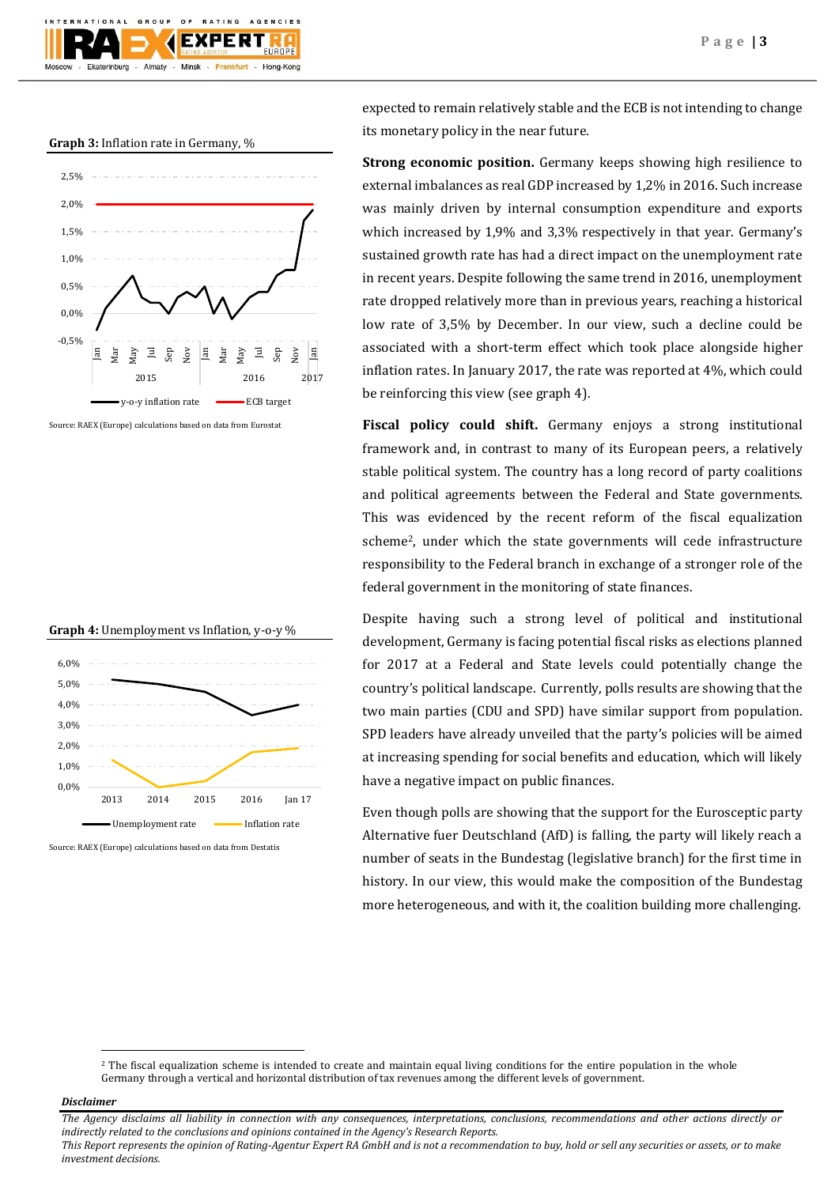**Graph 3:** Inflation rate in Germany, %

Source: RAEX (Europe) calculations based on data from Eurostat

**Graph 4:** Unemployment vs Inflation, y-o-y %

Source: RAEX (Europe) calculations based on data from Destatis

expected to remain relatively stable and the ECB is not intending to change its monetary policy in the near future.

**Strong economic position.** Germany keeps showing high resilience to external imbalances as real GDP increased by 1,2% in 2016. Such increase was mainly driven by internal consumption expenditure and exports which increased by 1,9% and 3,3% respectively in that year. Germany's sustained growth rate has had a direct impact on the unemployment rate in recent years. Despite following the same trend in 2016, unemployment rate dropped relatively more than in previous years, reaching a historical low rate of 3,5% by December. In our view, such a decline could be associated with a short-term effect which took place alongside higher inflation rates. In January 2017, the rate was reported at 4%, which could be reinforcing this view (see graph 4).

**Fiscal policy could shift.** Germany enjoys a strong institutional framework and, in contrast to many of its European peers, a relatively stable political system. The country has a long record of party coalitions and political agreements between the Federal and State governments. This was evidenced by the recent reform of the fiscal equalization scheme[2], under which the state governments will cede infrastructure responsibility to the Federal branch in exchange of a stronger role of the federal government in the monitoring of state finances.

Despite having such a strong level of political and institutional development, Germany is facing potential fiscal risks as elections planned for 2017 at a Federal and State levels could potentially change the country's political landscape. Currently, polls results are showing that the two main parties (CDU and SPD) have similar support from population. SPD leaders have already unveiled that the party's policies will be aimed at increasing spending for social benefits and education, which will likely have a negative impact on public finances.

Even though polls are showing that the support for the Eurosceptic party Alternative fuer Deutschland (AfD) is falling, the party will likely reach a number of seats in the Bundestag (legislative branch) for the first time in history. In our view, this would make the composition of the Bundestag more heterogeneous, and with it, the coalition building more challenging.

[2] The fiscal equalization scheme is intended to create and maintain equal living conditions for the entire population in the whole Germany through a vertical and horizontal distribution of tax revenues among the different levels of government.

***Disclaimer***

*The Agency disclaims all liability in connection with any consequences, interpretations, conclusions, recommendations and other actions directly or indirectly related to the conclusions and opinions contained in the Agency's Research Reports.*
*This Report represents the opinion of Rating-Agentur Expert RA GmbH and is not a recommendation to buy, hold or sell any securities or assets, or to make investment decisions.*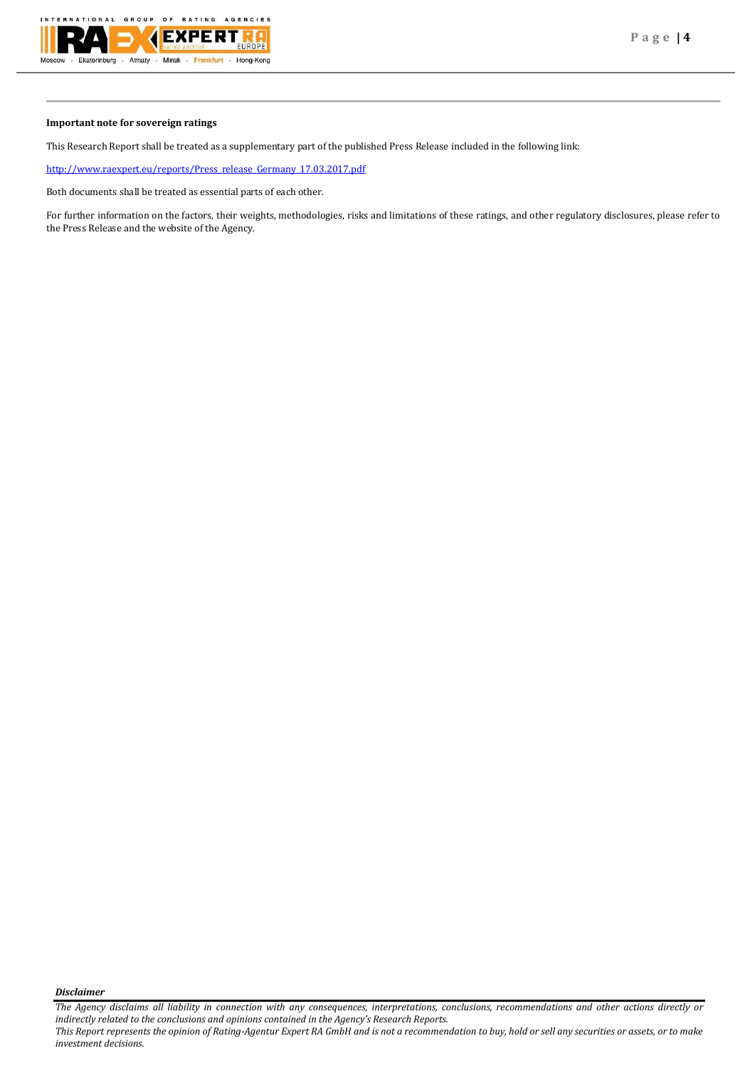**Important note for sovereign ratings**

This Research Report shall be treated as a supplementary part of the published Press Release included in the following link:

http://www.raexpert.eu/reports/Press_release_Germany_17.03.2017.pdf

Both documents shall be treated as essential parts of each other.

For further information on the factors, their weights, methodologies, risks and limitations of these ratings, and other regulatory disclosures, please refer to the Press Release and the website of the Agency.

***Disclaimer***

*The Agency disclaims all liability in connection with any consequences, interpretations, conclusions, recommendations and other actions directly or indirectly related to the conclusions and opinions contained in the Agency's Research Reports.*

*This Report represents the opinion of Rating-Agentur Expert RA GmbH and is not a recommendation to buy, hold or sell any securities or assets, or to make investment decisions.*